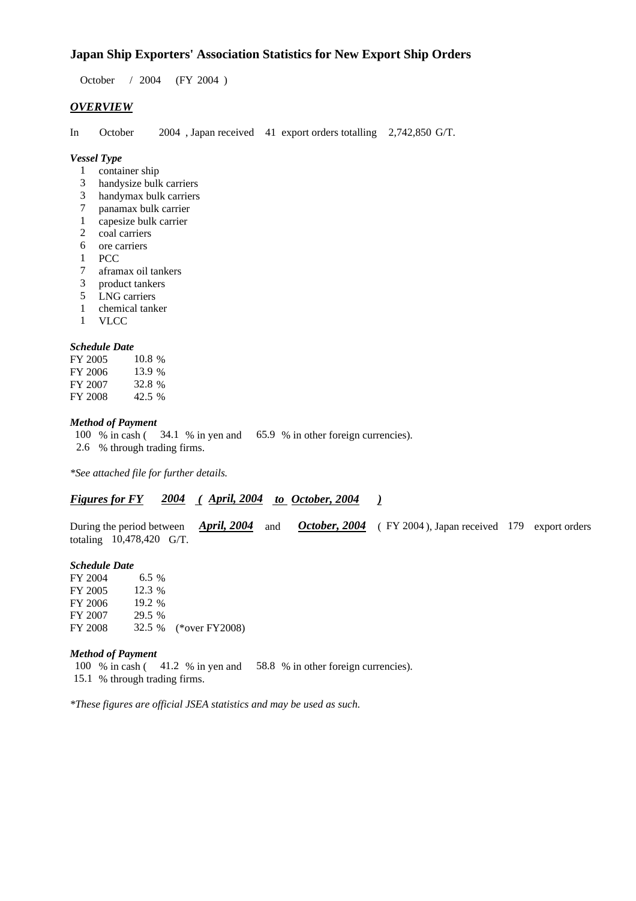# Japan Ship Exporters' Association Statistics for New Export Ship Orders

October / 2004 (FY 2004 )

## ***OVERVIEW***

In October 2004 , Japan received 41 export orders totalling 2,742,850 G/T.

***Vessel Type***

1 container ship
3 handysize bulk carriers
3 handymax bulk carriers
7 panamax bulk carrier
1 capesize bulk carrier
2 coal carriers
6 ore carriers
1 PCC
7 aframax oil tankers
3 product tankers
5 LNG carriers
1 chemical tanker
1 VLCC

***Schedule Date***

| | |
|---|---|
| FY 2005 | 10.8 % |
| FY 2006 | 13.9 % |
| FY 2007 | 32.8 % |
| FY 2008 | 42.5 % |

***Method of Payment***

100 % in cash ( 34.1 % in yen and 65.9 % in other foreign currencies).
2.6 % through trading firms.

*\*See attached file for further details.*

## ***Figures for FY 2004 ( April, 2004 to October, 2004 )***

During the period between ***April, 2004*** and ***October, 2004*** ( FY 2004 ), Japan received 179 export orders totaling 10,478,420 G/T.

***Schedule Date***

| | | |
|---|---|---|
| FY 2004 | 6.5 % | |
| FY 2005 | 12.3 % | |
| FY 2006 | 19.2 % | |
| FY 2007 | 29.5 % | |
| FY 2008 | 32.5 % | (*over FY2008) |

***Method of Payment***

100 % in cash ( 41.2 % in yen and 58.8 % in other foreign currencies).
15.1 % through trading firms.

*\*These figures are official JSEA statistics and may be used as such.*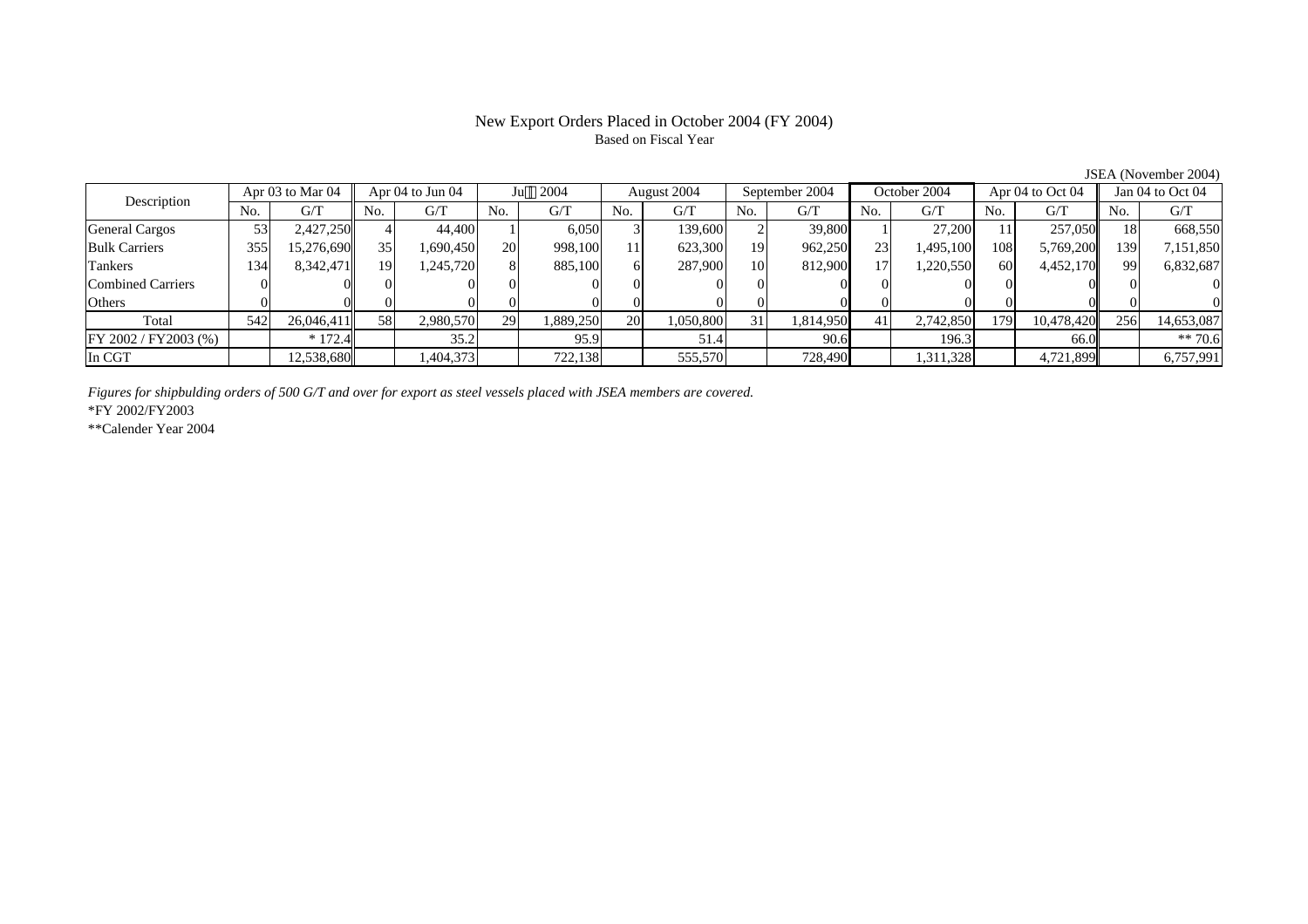# New Export Orders Placed in October 2004 (FY 2004)

Based on Fiscal Year

JSEA (November 2004)

| Description | Apr 03 to Mar 04 | | Apr 04 to Jun 04 | | Ju 2004 | | August 2004 | | September 2004 | | October 2004 | | Apr 04 to Oct 04 | | Jan 04 to Oct 04 | |
|---|---|---|---|---|---|---|---|---|---|---|---|---|---|---|---|---|
| | No. | G/T | No. | G/T | No. | G/T | No. | G/T | No. | G/T | No. | G/T | No. | G/T | No. | G/T |
| General Cargos | 53 | 2,427,250 | 4 | 44,400 | 1 | 6,050 | 3 | 139,600 | 2 | 39,800 | 1 | 27,200 | 11 | 257,050 | 18 | 668,550 |
| Bulk Carriers | 355 | 15,276,690 | 35 | 1,690,450 | 20 | 998,100 | 11 | 623,300 | 19 | 962,250 | 23 | 1,495,100 | 108 | 5,769,200 | 139 | 7,151,850 |
| Tankers | 134 | 8,342,471 | 19 | 1,245,720 | 8 | 885,100 | 6 | 287,900 | 10 | 812,900 | 17 | 1,220,550 | 60 | 4,452,170 | 99 | 6,832,687 |
| Combined Carriers | 0 | 0 | 0 | 0 | 0 | 0 | 0 | 0 | 0 | 0 | 0 | 0 | 0 | 0 | 0 | 0 |
| Others | 0 | 0 | 0 | 0 | 0 | 0 | 0 | 0 | 0 | 0 | 0 | 0 | 0 | 0 | 0 | 0 |
| Total | 542 | 26,046,411 | 58 | 2,980,570 | 29 | 1,889,250 | 20 | 1,050,800 | 31 | 1,814,950 | 41 | 2,742,850 | 179 | 10,478,420 | 256 | 14,653,087 |
| FY 2002 / FY2003 (%) | | * 172.4 | | 35.2 | | 95.9 | | 51.4 | | 90.6 | | 196.3 | | 66.0 | | ** 70.6 |
| In CGT | | 12,538,680 | | 1,404,373 | | 722,138 | | 555,570 | | 728,490 | | 1,311,328 | | 4,721,899 | | 6,757,991 |

*Figures for shipbulding orders of 500 G/T and over for export as steel vessels placed with JSEA members are covered.*

*FY 2002/FY2003

**Calender Year 2004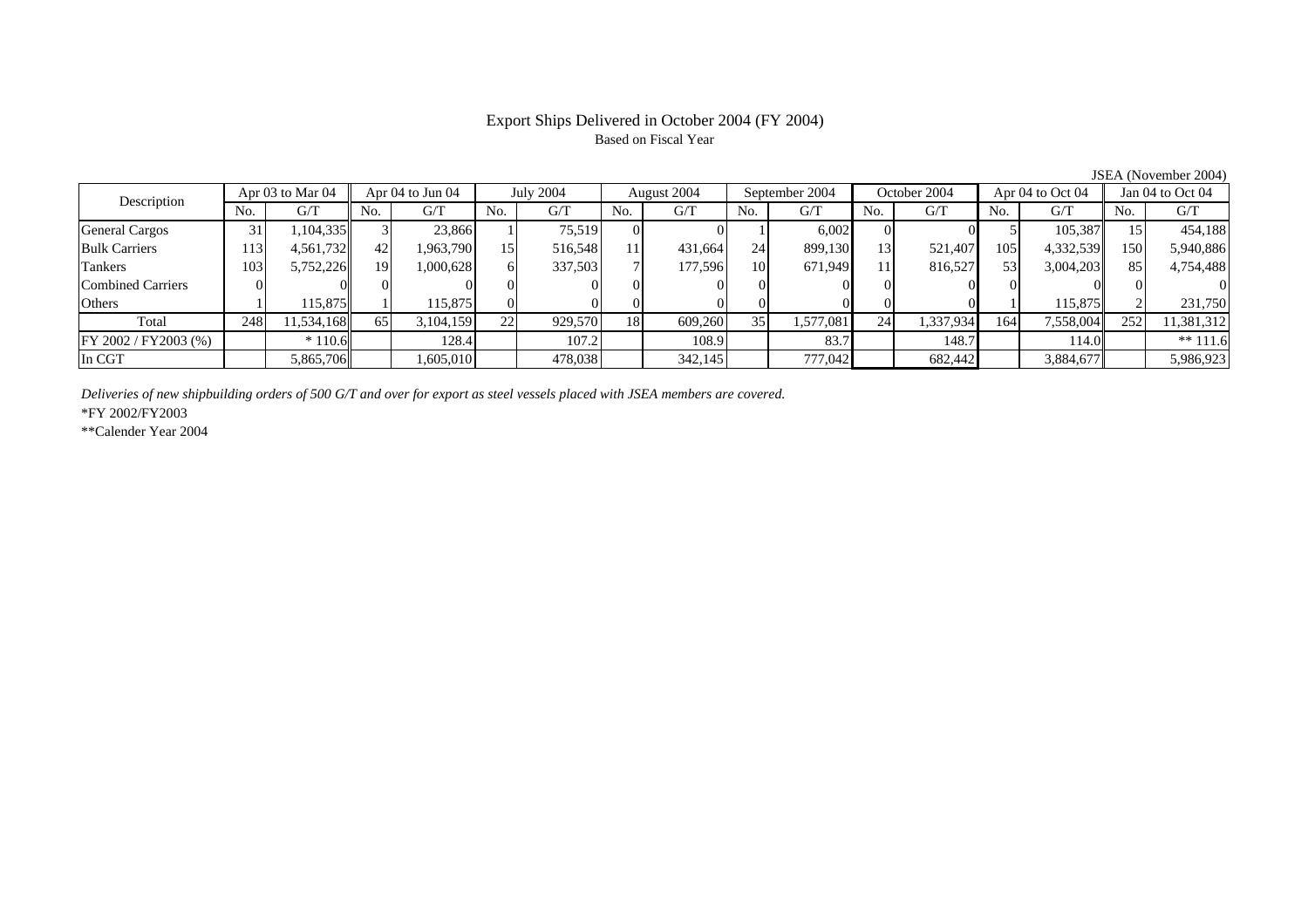# Export Ships Delivered in October 2004 (FY 2004)

Based on Fiscal Year

JSEA (November 2004)

| Description | Apr 03 to Mar 04 | | Apr 04 to Jun 04 | | July 2004 | | August 2004 | | September 2004 | | October 2004 | | Apr 04 to Oct 04 | | Jan 04 to Oct 04 | |
|---|---|---|---|---|---|---|---|---|---|---|---|---|---|---|---|---|
| | No. | G/T | No. | G/T | No. | G/T | No. | G/T | No. | G/T | No. | G/T | No. | G/T | No. | G/T |
| General Cargos | 31 | 1,104,335 | 3 | 23,866 | 1 | 75,519 | 0 | 0 | 1 | 6,002 | 0 | 0 | 5 | 105,387 | 15 | 454,188 |
| Bulk Carriers | 113 | 4,561,732 | 42 | 1,963,790 | 15 | 516,548 | 11 | 431,664 | 24 | 899,130 | 13 | 521,407 | 105 | 4,332,539 | 150 | 5,940,886 |
| Tankers | 103 | 5,752,226 | 19 | 1,000,628 | 6 | 337,503 | 7 | 177,596 | 10 | 671,949 | 11 | 816,527 | 53 | 3,004,203 | 85 | 4,754,488 |
| Combined Carriers | 0 | 0 | 0 | 0 | 0 | 0 | 0 | 0 | 0 | 0 | 0 | 0 | 0 | 0 | 0 | 0 |
| Others | 1 | 115,875 | 1 | 115,875 | 0 | 0 | 0 | 0 | 0 | 0 | 0 | 0 | 1 | 115,875 | 2 | 231,750 |
| Total | 248 | 11,534,168 | 65 | 3,104,159 | 22 | 929,570 | 18 | 609,260 | 35 | 1,577,081 | 24 | 1,337,934 | 164 | 7,558,004 | 252 | 11,381,312 |
| FY 2002 / FY2003 (%) | | * 110.6 | | 128.4 | | 107.2 | | 108.9 | | 83.7 | | 148.7 | | 114.0 | | ** 111.6 |
| In CGT | | 5,865,706 | | 1,605,010 | | 478,038 | | 342,145 | | 777,042 | | 682,442 | | 3,884,677 | | 5,986,923 |

*Deliveries of new shipbuilding orders of 500 G/T and over for export as steel vessels placed with JSEA members are covered.*

*FY 2002/FY2003

**Calender Year 2004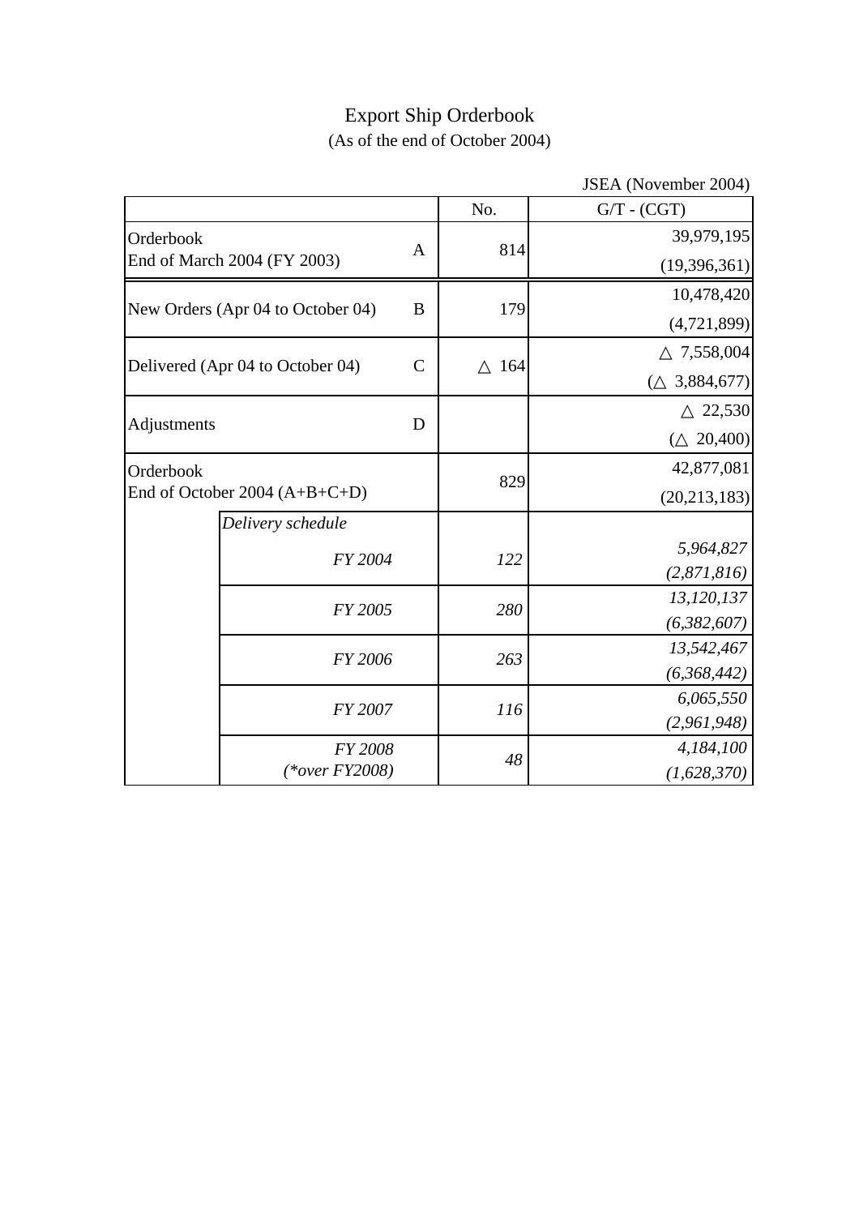# Export Ship Orderbook

(As of the end of October 2004)

JSEA (November 2004)

| | | | No. | G/T - (CGT) |
|---|---|---|---|---|
| Orderbook<br>End of March 2004 (FY 2003) | | A | 814 | 39,979,195<br>(19,396,361) |
| New Orders (Apr 04 to October 04) | | B | 179 | 10,478,420<br>(4,721,899) |
| Delivered (Apr 04 to October 04) | | C | △ 164 | △ 7,558,004<br>(△ 3,884,677) |
| Adjustments | | D | | △ 22,530<br>(△ 20,400) |
| Orderbook<br>End of October 2004 (A+B+C+D) | | | 829 | 42,877,081<br>(20,213,183) |
| | *Delivery schedule*<br>*FY 2004* | | *122* | *5,964,827*<br>*(2,871,816)* |
| | *FY 2005* | | *280* | *13,120,137*<br>*(6,382,607)* |
| | *FY 2006* | | *263* | *13,542,467*<br>*(6,368,442)* |
| | *FY 2007* | | *116* | *6,065,550*<br>*(2,961,948)* |
| | *FY 2008*<br>*(*over FY2008)* | | *48* | *4,184,100*<br>*(1,628,370)* |